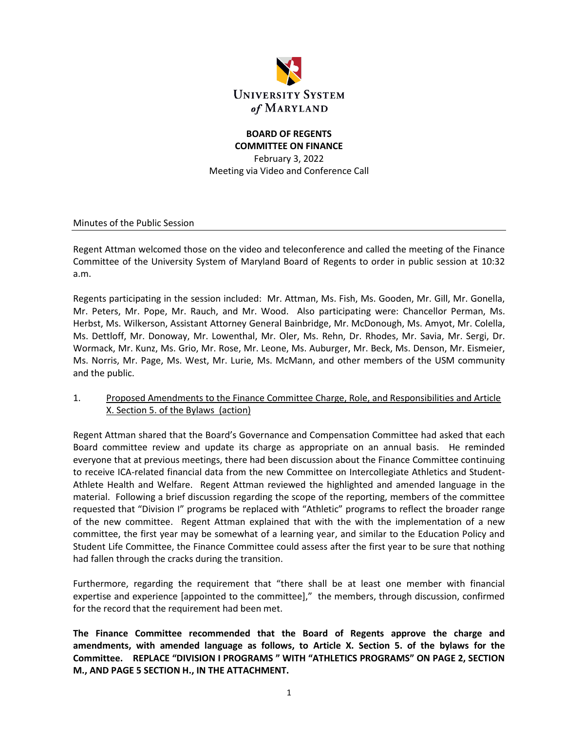**UNIVERSITY SYSTEM of MARYLAND**

**BOARD OF REGENTS**
**COMMITTEE ON FINANCE**
February 3, 2022
Meeting via Video and Conference Call

Minutes of the Public Session

---

Regent Attman welcomed those on the video and teleconference and called the meeting of the Finance Committee of the University System of Maryland Board of Regents to order in public session at 10:32 a.m.

Regents participating in the session included: Mr. Attman, Ms. Fish, Ms. Gooden, Mr. Gill, Mr. Gonella, Mr. Peters, Mr. Pope, Mr. Rauch, and Mr. Wood. Also participating were: Chancellor Perman, Ms. Herbst, Ms. Wilkerson, Assistant Attorney General Bainbridge, Mr. McDonough, Ms. Amyot, Mr. Colella, Ms. Dettloff, Mr. Donoway, Mr. Lowenthal, Mr. Oler, Ms. Rehn, Dr. Rhodes, Mr. Savia, Mr. Sergi, Dr. Wormack, Mr. Kunz, Ms. Grio, Mr. Rose, Mr. Leone, Ms. Auburger, Mr. Beck, Ms. Denson, Mr. Eismeier, Ms. Norris, Mr. Page, Ms. West, Mr. Lurie, Ms. McMann, and other members of the USM community and the public.

1. Proposed Amendments to the Finance Committee Charge, Role, and Responsibilities and Article X. Section 5. of the Bylaws (action)

Regent Attman shared that the Board's Governance and Compensation Committee had asked that each Board committee review and update its charge as appropriate on an annual basis. He reminded everyone that at previous meetings, there had been discussion about the Finance Committee continuing to receive ICA-related financial data from the new Committee on Intercollegiate Athletics and Student-Athlete Health and Welfare. Regent Attman reviewed the highlighted and amended language in the material. Following a brief discussion regarding the scope of the reporting, members of the committee requested that "Division I" programs be replaced with "Athletic" programs to reflect the broader range of the new committee. Regent Attman explained that with the with the implementation of a new committee, the first year may be somewhat of a learning year, and similar to the Education Policy and Student Life Committee, the Finance Committee could assess after the first year to be sure that nothing had fallen through the cracks during the transition.

Furthermore, regarding the requirement that "there shall be at least one member with financial expertise and experience [appointed to the committee]," the members, through discussion, confirmed for the record that the requirement had been met.

**The Finance Committee recommended that the Board of Regents approve the charge and amendments, with amended language as follows, to Article X. Section 5. of the bylaws for the Committee. REPLACE "DIVISION I PROGRAMS " WITH "ATHLETICS PROGRAMS" ON PAGE 2, SECTION M., AND PAGE 5 SECTION H., IN THE ATTACHMENT.**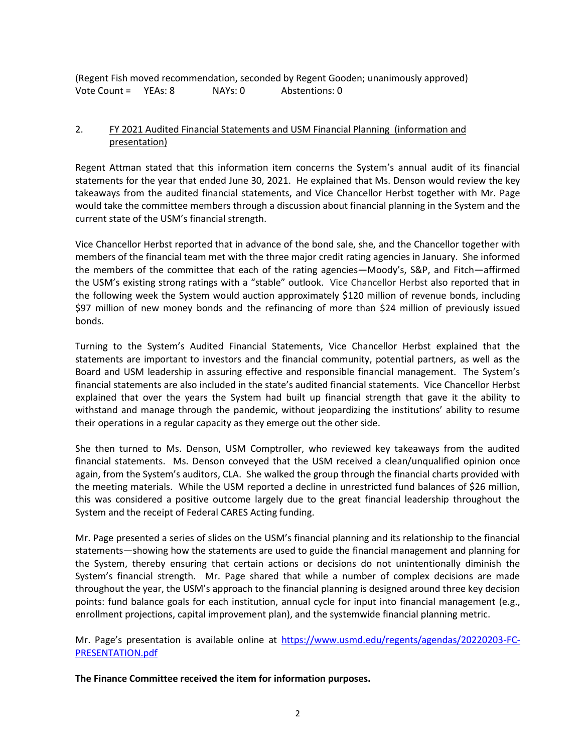(Regent Fish moved recommendation, seconded by Regent Gooden; unanimously approved)
Vote Count = YEAs: 8 NAYs: 0 Abstentions: 0

2. FY 2021 Audited Financial Statements and USM Financial Planning (information and presentation)

Regent Attman stated that this information item concerns the System's annual audit of its financial statements for the year that ended June 30, 2021. He explained that Ms. Denson would review the key takeaways from the audited financial statements, and Vice Chancellor Herbst together with Mr. Page would take the committee members through a discussion about financial planning in the System and the current state of the USM's financial strength.

Vice Chancellor Herbst reported that in advance of the bond sale, she, and the Chancellor together with members of the financial team met with the three major credit rating agencies in January. She informed the members of the committee that each of the rating agencies—Moody's, S&P, and Fitch—affirmed the USM's existing strong ratings with a "stable" outlook. Vice Chancellor Herbst also reported that in the following week the System would auction approximately $120 million of revenue bonds, including $97 million of new money bonds and the refinancing of more than $24 million of previously issued bonds.

Turning to the System's Audited Financial Statements, Vice Chancellor Herbst explained that the statements are important to investors and the financial community, potential partners, as well as the Board and USM leadership in assuring effective and responsible financial management. The System's financial statements are also included in the state's audited financial statements. Vice Chancellor Herbst explained that over the years the System had built up financial strength that gave it the ability to withstand and manage through the pandemic, without jeopardizing the institutions' ability to resume their operations in a regular capacity as they emerge out the other side.

She then turned to Ms. Denson, USM Comptroller, who reviewed key takeaways from the audited financial statements. Ms. Denson conveyed that the USM received a clean/unqualified opinion once again, from the System's auditors, CLA. She walked the group through the financial charts provided with the meeting materials. While the USM reported a decline in unrestricted fund balances of $26 million, this was considered a positive outcome largely due to the great financial leadership throughout the System and the receipt of Federal CARES Acting funding.

Mr. Page presented a series of slides on the USM's financial planning and its relationship to the financial statements—showing how the statements are used to guide the financial management and planning for the System, thereby ensuring that certain actions or decisions do not unintentionally diminish the System's financial strength. Mr. Page shared that while a number of complex decisions are made throughout the year, the USM's approach to the financial planning is designed around three key decision points: fund balance goals for each institution, annual cycle for input into financial management (e.g., enrollment projections, capital improvement plan), and the systemwide financial planning metric.

Mr. Page's presentation is available online at https://www.usmd.edu/regents/agendas/20220203-FC-PRESENTATION.pdf

**The Finance Committee received the item for information purposes.**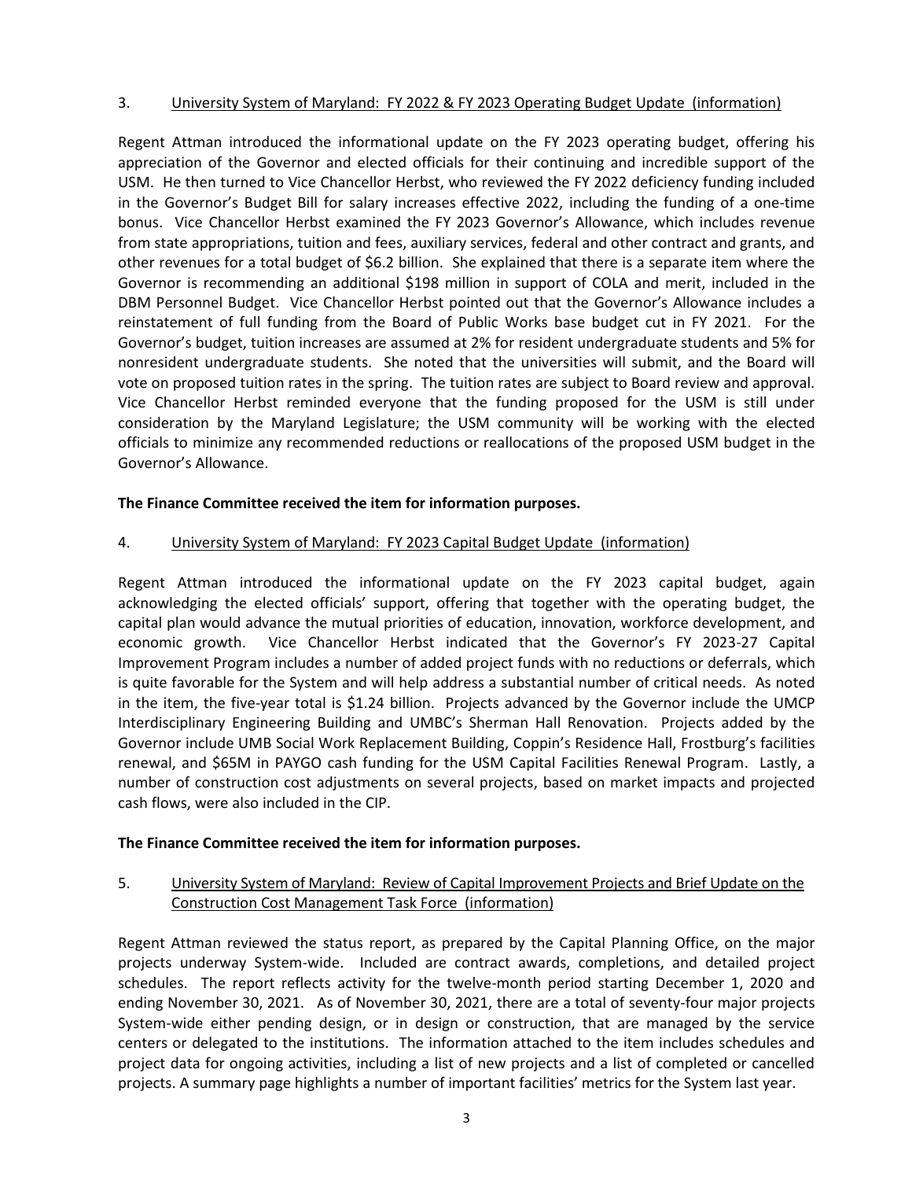3. University System of Maryland: FY 2022 & FY 2023 Operating Budget Update (information)

Regent Attman introduced the informational update on the FY 2023 operating budget, offering his appreciation of the Governor and elected officials for their continuing and incredible support of the USM. He then turned to Vice Chancellor Herbst, who reviewed the FY 2022 deficiency funding included in the Governor's Budget Bill for salary increases effective 2022, including the funding of a one-time bonus. Vice Chancellor Herbst examined the FY 2023 Governor's Allowance, which includes revenue from state appropriations, tuition and fees, auxiliary services, federal and other contract and grants, and other revenues for a total budget of $6.2 billion. She explained that there is a separate item where the Governor is recommending an additional $198 million in support of COLA and merit, included in the DBM Personnel Budget. Vice Chancellor Herbst pointed out that the Governor's Allowance includes a reinstatement of full funding from the Board of Public Works base budget cut in FY 2021. For the Governor's budget, tuition increases are assumed at 2% for resident undergraduate students and 5% for nonresident undergraduate students. She noted that the universities will submit, and the Board will vote on proposed tuition rates in the spring. The tuition rates are subject to Board review and approval. Vice Chancellor Herbst reminded everyone that the funding proposed for the USM is still under consideration by the Maryland Legislature; the USM community will be working with the elected officials to minimize any recommended reductions or reallocations of the proposed USM budget in the Governor's Allowance.

**The Finance Committee received the item for information purposes.**

4. University System of Maryland: FY 2023 Capital Budget Update (information)

Regent Attman introduced the informational update on the FY 2023 capital budget, again acknowledging the elected officials' support, offering that together with the operating budget, the capital plan would advance the mutual priorities of education, innovation, workforce development, and economic growth. Vice Chancellor Herbst indicated that the Governor's FY 2023-27 Capital Improvement Program includes a number of added project funds with no reductions or deferrals, which is quite favorable for the System and will help address a substantial number of critical needs. As noted in the item, the five-year total is $1.24 billion. Projects advanced by the Governor include the UMCP Interdisciplinary Engineering Building and UMBC's Sherman Hall Renovation. Projects added by the Governor include UMB Social Work Replacement Building, Coppin's Residence Hall, Frostburg's facilities renewal, and $65M in PAYGO cash funding for the USM Capital Facilities Renewal Program. Lastly, a number of construction cost adjustments on several projects, based on market impacts and projected cash flows, were also included in the CIP.

**The Finance Committee received the item for information purposes.**

5. University System of Maryland: Review of Capital Improvement Projects and Brief Update on the Construction Cost Management Task Force (information)

Regent Attman reviewed the status report, as prepared by the Capital Planning Office, on the major projects underway System-wide. Included are contract awards, completions, and detailed project schedules. The report reflects activity for the twelve-month period starting December 1, 2020 and ending November 30, 2021. As of November 30, 2021, there are a total of seventy-four major projects System-wide either pending design, or in design or construction, that are managed by the service centers or delegated to the institutions. The information attached to the item includes schedules and project data for ongoing activities, including a list of new projects and a list of completed or cancelled projects. A summary page highlights a number of important facilities' metrics for the System last year.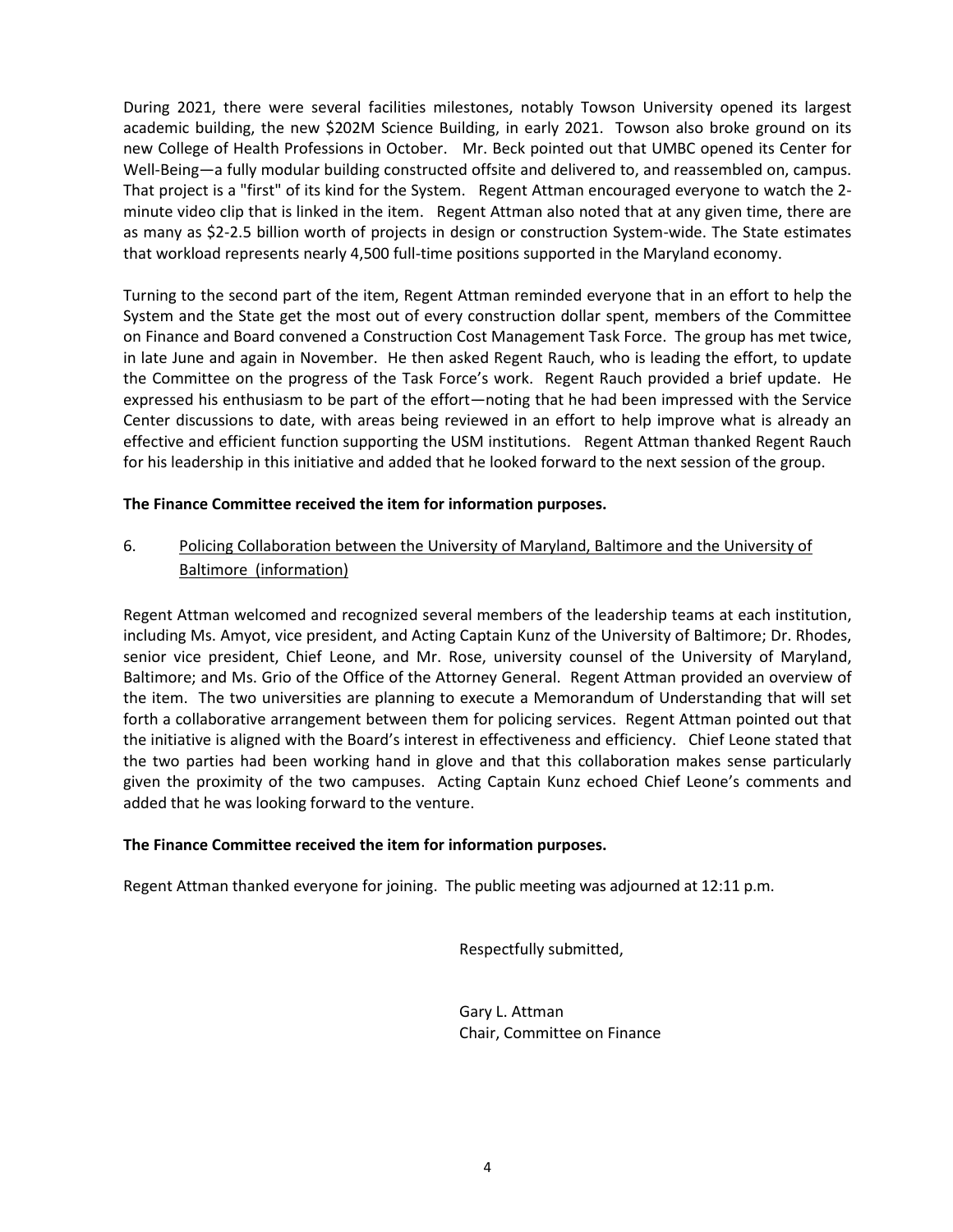During 2021, there were several facilities milestones, notably Towson University opened its largest academic building, the new $202M Science Building, in early 2021. Towson also broke ground on its new College of Health Professions in October. Mr. Beck pointed out that UMBC opened its Center for Well-Being—a fully modular building constructed offsite and delivered to, and reassembled on, campus. That project is a "first" of its kind for the System. Regent Attman encouraged everyone to watch the 2-minute video clip that is linked in the item. Regent Attman also noted that at any given time, there are as many as $2-2.5 billion worth of projects in design or construction System-wide. The State estimates that workload represents nearly 4,500 full-time positions supported in the Maryland economy.

Turning to the second part of the item, Regent Attman reminded everyone that in an effort to help the System and the State get the most out of every construction dollar spent, members of the Committee on Finance and Board convened a Construction Cost Management Task Force. The group has met twice, in late June and again in November. He then asked Regent Rauch, who is leading the effort, to update the Committee on the progress of the Task Force's work. Regent Rauch provided a brief update. He expressed his enthusiasm to be part of the effort—noting that he had been impressed with the Service Center discussions to date, with areas being reviewed in an effort to help improve what is already an effective and efficient function supporting the USM institutions. Regent Attman thanked Regent Rauch for his leadership in this initiative and added that he looked forward to the next session of the group.

**The Finance Committee received the item for information purposes.**

6. Policing Collaboration between the University of Maryland, Baltimore and the University of Baltimore (information)

Regent Attman welcomed and recognized several members of the leadership teams at each institution, including Ms. Amyot, vice president, and Acting Captain Kunz of the University of Baltimore; Dr. Rhodes, senior vice president, Chief Leone, and Mr. Rose, university counsel of the University of Maryland, Baltimore; and Ms. Grio of the Office of the Attorney General. Regent Attman provided an overview of the item. The two universities are planning to execute a Memorandum of Understanding that will set forth a collaborative arrangement between them for policing services. Regent Attman pointed out that the initiative is aligned with the Board's interest in effectiveness and efficiency. Chief Leone stated that the two parties had been working hand in glove and that this collaboration makes sense particularly given the proximity of the two campuses. Acting Captain Kunz echoed Chief Leone's comments and added that he was looking forward to the venture.

**The Finance Committee received the item for information purposes.**

Regent Attman thanked everyone for joining. The public meeting was adjourned at 12:11 p.m.

Respectfully submitted,

Gary L. Attman
Chair, Committee on Finance